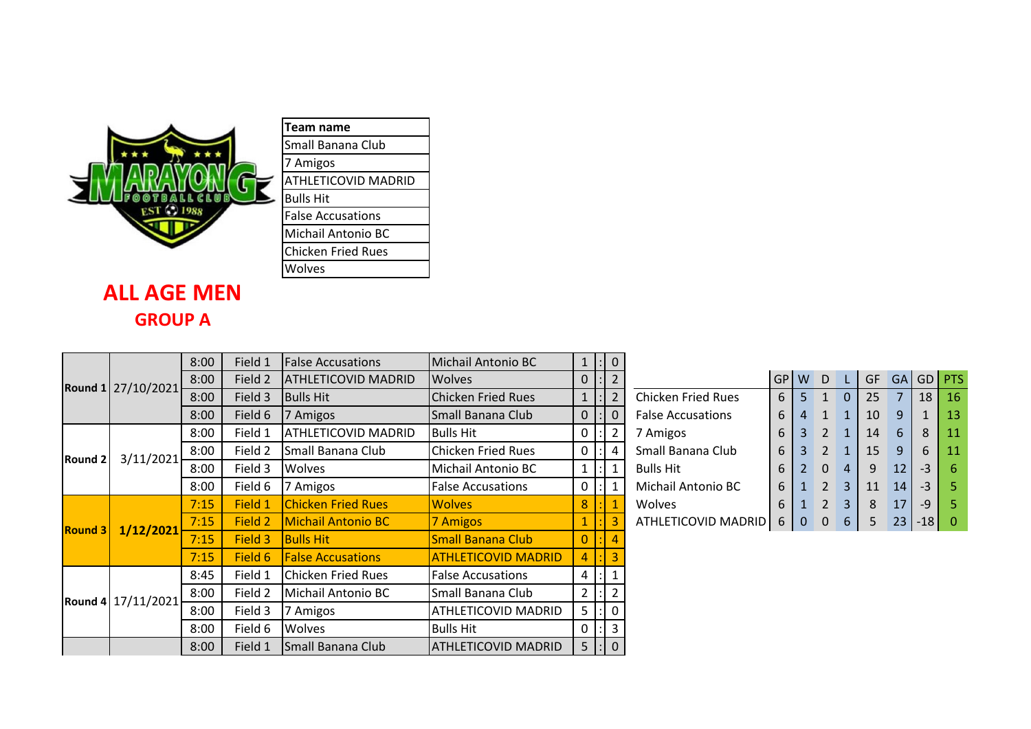| Team name |
| --- |
| Small Banana Club |
| 7 Amigos |
| ATHLETICOVID MADRID |
| Bulls Hit |
| False Accusations |
| Michail Antonio BC |
| Chicken Fried Rues |
| Wolves |

# ALL AGE MEN

## GROUP A

| Round | Date | Time | Field | Home | Away | H | : | A |
| --- | --- | --- | --- | --- | --- | --- | --- | --- |
| Round 1 | 27/10/2021 | 8:00 | Field 1 | False Accusations | Michail Antonio BC | 1 | : | 0 |
| | | 8:00 | Field 2 | ATHLETICOVID MADRID | Wolves | 0 | : | 2 |
| | | 8:00 | Field 3 | Bulls Hit | Chicken Fried Rues | 1 | : | 2 |
| | | 8:00 | Field 6 | 7 Amigos | Small Banana Club | 0 | : | 0 |
| Round 2 | 3/11/2021 | 8:00 | Field 1 | ATHLETICOVID MADRID | Bulls Hit | 0 | : | 2 |
| | | 8:00 | Field 2 | Small Banana Club | Chicken Fried Rues | 0 | : | 4 |
| | | 8:00 | Field 3 | Wolves | Michail Antonio BC | 1 | : | 1 |
| | | 8:00 | Field 6 | 7 Amigos | False Accusations | 0 | : | 1 |
| **Round 3** | **1/12/2021** | 7:15 | Field 1 | Chicken Fried Rues | Wolves | 8 | : | 1 |
| | | 7:15 | Field 2 | Michail Antonio BC | 7 Amigos | 1 | : | 3 |
| | | 7:15 | Field 3 | Bulls Hit | Small Banana Club | 0 | : | 4 |
| | | 7:15 | Field 6 | False Accusations | ATHLETICOVID MADRID | 4 | : | 3 |
| Round 4 | 17/11/2021 | 8:45 | Field 1 | Chicken Fried Rues | False Accusations | 4 | : | 1 |
| | | 8:00 | Field 2 | Michail Antonio BC | Small Banana Club | 2 | : | 2 |
| | | 8:00 | Field 3 | 7 Amigos | ATHLETICOVID MADRID | 5 | : | 0 |
| | | 8:00 | Field 6 | Wolves | Bulls Hit | 0 | : | 3 |
| | | 8:00 | Field 1 | Small Banana Club | ATHLETICOVID MADRID | 5 | : | 0 |

| | GP | W | D | L | GF | GA | GD | PTS |
| --- | --- | --- | --- | --- | --- | --- | --- | --- |
| Chicken Fried Rues | 6 | 5 | 1 | 0 | 25 | 7 | 18 | 16 |
| False Accusations | 6 | 4 | 1 | 1 | 10 | 9 | 1 | 13 |
| 7 Amigos | 6 | 3 | 2 | 1 | 14 | 6 | 8 | 11 |
| Small Banana Club | 6 | 3 | 2 | 1 | 15 | 9 | 6 | 11 |
| Bulls Hit | 6 | 2 | 0 | 4 | 9 | 12 | -3 | 6 |
| Michail Antonio BC | 6 | 1 | 2 | 3 | 11 | 14 | -3 | 5 |
| Wolves | 6 | 1 | 2 | 3 | 8 | 17 | -9 | 5 |
| ATHLETICOVID MADRID | 6 | 0 | 0 | 6 | 5 | 23 | -18 | 0 |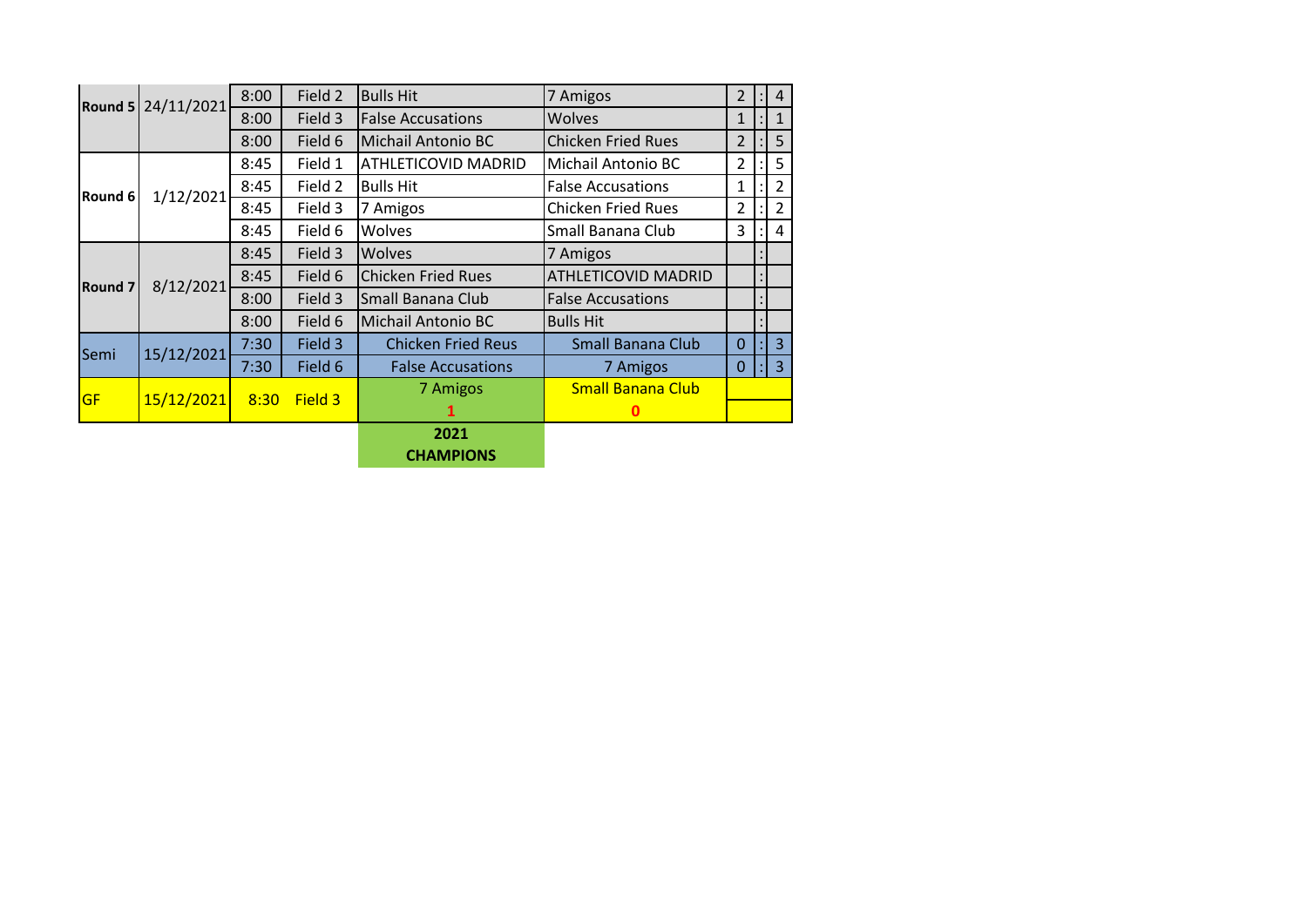| | | | | | | | | |
|---|---|---|---|---|---|---|---|---|
| Round 5 | 24/11/2021 | 8:00 | Field 2 | Bulls Hit | 7 Amigos | 2 | : | 4 |
| | | 8:00 | Field 3 | False Accusations | Wolves | 1 | : | 1 |
| | | 8:00 | Field 6 | Michail Antonio BC | Chicken Fried Rues | 2 | : | 5 |
| Round 6 | 1/12/2021 | 8:45 | Field 1 | ATHLETICOVID MADRID | Michail Antonio BC | 2 | : | 5 |
| | | 8:45 | Field 2 | Bulls Hit | False Accusations | 1 | : | 2 |
| | | 8:45 | Field 3 | 7 Amigos | Chicken Fried Rues | 2 | : | 2 |
| | | 8:45 | Field 6 | Wolves | Small Banana Club | 3 | : | 4 |
| Round 7 | 8/12/2021 | 8:45 | Field 3 | Wolves | 7 Amigos | | : | |
| | | 8:45 | Field 6 | Chicken Fried Rues | ATHLETICOVID MADRID | | : | |
| | | 8:00 | Field 3 | Small Banana Club | False Accusations | | : | |
| | | 8:00 | Field 6 | Michail Antonio BC | Bulls Hit | | : | |
| Semi | 15/12/2021 | 7:30 | Field 3 | Chicken Fried Reus | Small Banana Club | 0 | : | 3 |
| | | 7:30 | Field 6 | False Accusations | 7 Amigos | 0 | : | 3 |
| GF | 15/12/2021 | 8:30 | Field 3 | 7 Amigos 1 | Small Banana Club 0 | | | |
| | | | | **2021 CHAMPIONS** | | | | |